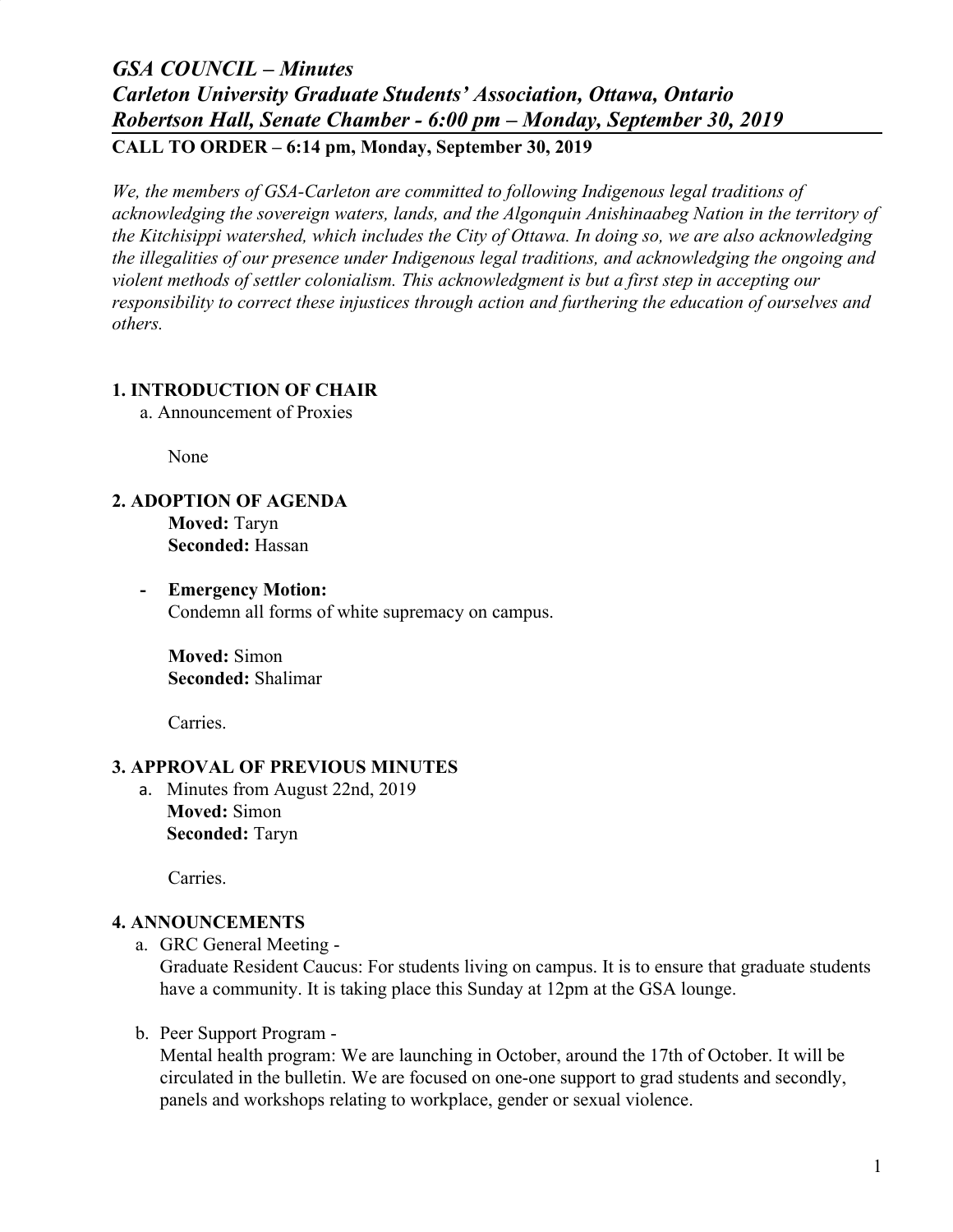# *GSA COUNCIL – Minutes*
## *Carleton University Graduate Students' Association, Ottawa, Ontario*
## *Robertson Hall, Senate Chamber - 6:00 pm – Monday, September 30, 2019*

**CALL TO ORDER – 6:14 pm, Monday, September 30, 2019**

*We, the members of GSA-Carleton are committed to following Indigenous legal traditions of acknowledging the sovereign waters, lands, and the Algonquin Anishinaabeg Nation in the territory of the Kitchisippi watershed, which includes the City of Ottawa. In doing so, we are also acknowledging the illegalities of our presence under Indigenous legal traditions, and acknowledging the ongoing and violent methods of settler colonialism. This acknowledgment is but a first step in accepting our responsibility to correct these injustices through action and furthering the education of ourselves and others.*

### 1. INTRODUCTION OF CHAIR

a. Announcement of Proxies

None

### 2. ADOPTION OF AGENDA

**Moved:** Taryn
**Seconded:** Hassan

- **Emergency Motion:**
  Condemn all forms of white supremacy on campus.

  **Moved:** Simon
  **Seconded:** Shalimar

  Carries.

### 3. APPROVAL OF PREVIOUS MINUTES

a. Minutes from August 22nd, 2019
**Moved:** Simon
**Seconded:** Taryn

Carries.

### 4. ANNOUNCEMENTS

a. GRC General Meeting -
Graduate Resident Caucus: For students living on campus. It is to ensure that graduate students have a community. It is taking place this Sunday at 12pm at the GSA lounge.

b. Peer Support Program -
Mental health program: We are launching in October, around the 17th of October. It will be circulated in the bulletin. We are focused on one-one support to grad students and secondly, panels and workshops relating to workplace, gender or sexual violence.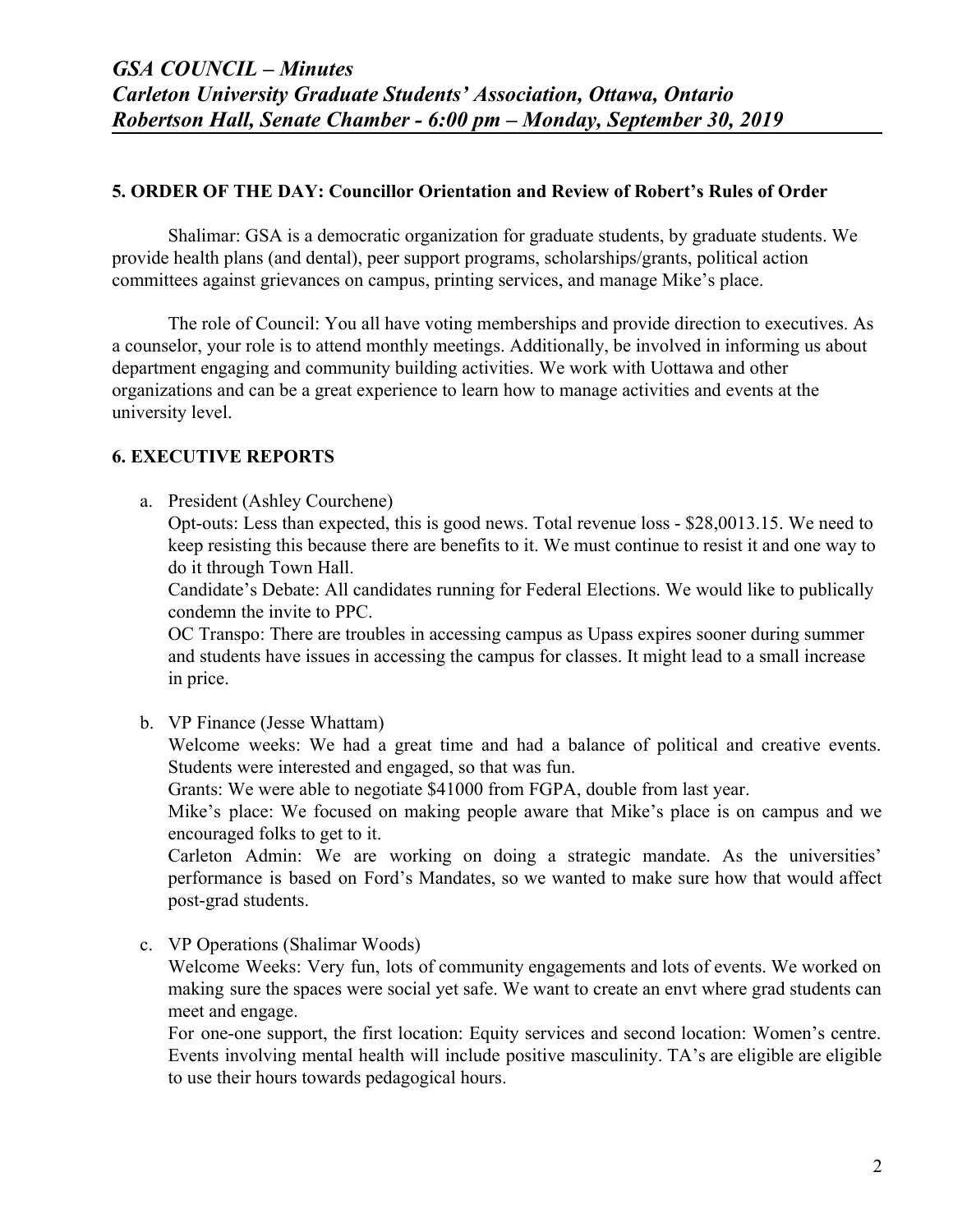## 5. ORDER OF THE DAY: Councillor Orientation and Review of Robert's Rules of Order

Shalimar: GSA is a democratic organization for graduate students, by graduate students. We provide health plans (and dental), peer support programs, scholarships/grants, political action committees against grievances on campus, printing services, and manage Mike's place.

The role of Council: You all have voting memberships and provide direction to executives. As a counselor, your role is to attend monthly meetings. Additionally, be involved in informing us about department engaging and community building activities. We work with Uottawa and other organizations and can be a great experience to learn how to manage activities and events at the university level.

## 6. EXECUTIVE REPORTS

a. President (Ashley Courchene)

   Opt-outs: Less than expected, this is good news. Total revenue loss - $28,0013.15. We need to keep resisting this because there are benefits to it. We must continue to resist it and one way to do it through Town Hall.

   Candidate's Debate: All candidates running for Federal Elections. We would like to publically condemn the invite to PPC.

   OC Transpo: There are troubles in accessing campus as Upass expires sooner during summer and students have issues in accessing the campus for classes. It might lead to a small increase in price.

b. VP Finance (Jesse Whattam)

   Welcome weeks: We had a great time and had a balance of political and creative events. Students were interested and engaged, so that was fun.

   Grants: We were able to negotiate $41000 from FGPA, double from last year.

   Mike's place: We focused on making people aware that Mike's place is on campus and we encouraged folks to get to it.

   Carleton Admin: We are working on doing a strategic mandate. As the universities' performance is based on Ford's Mandates, so we wanted to make sure how that would affect post-grad students.

c. VP Operations (Shalimar Woods)

   Welcome Weeks: Very fun, lots of community engagements and lots of events. We worked on making sure the spaces were social yet safe. We want to create an envt where grad students can meet and engage.

   For one-one support, the first location: Equity services and second location: Women's centre. Events involving mental health will include positive masculinity. TA's are eligible are eligible to use their hours towards pedagogical hours.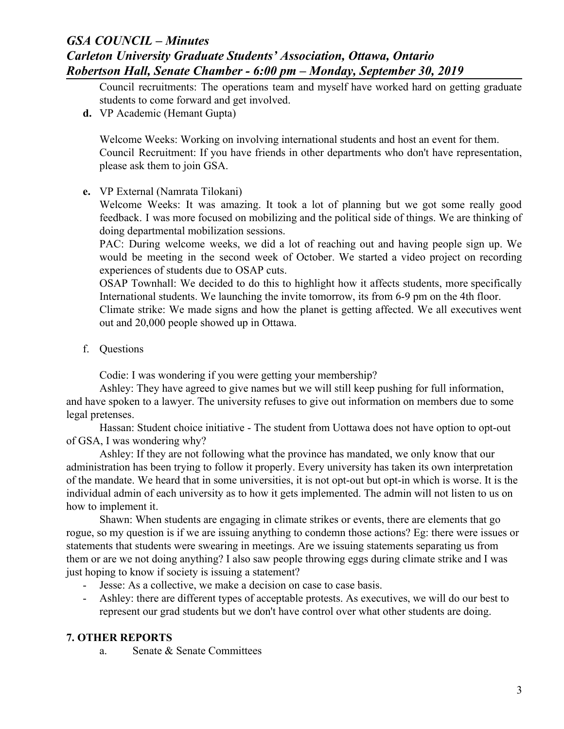Council recruitments: The operations team and myself have worked hard on getting graduate students to come forward and get involved.

**d.** VP Academic (Hemant Gupta)

Welcome Weeks: Working on involving international students and host an event for them.
Council Recruitment: If you have friends in other departments who don't have representation, please ask them to join GSA.

**e.** VP External (Namrata Tilokani)

Welcome Weeks: It was amazing. It took a lot of planning but we got some really good feedback. I was more focused on mobilizing and the political side of things. We are thinking of doing departmental mobilization sessions.
PAC: During welcome weeks, we did a lot of reaching out and having people sign up. We would be meeting in the second week of October. We started a video project on recording experiences of students due to OSAP cuts.
OSAP Townhall: We decided to do this to highlight how it affects students, more specifically International students. We launching the invite tomorrow, its from 6-9 pm on the 4th floor.
Climate strike: We made signs and how the planet is getting affected. We all executives went out and 20,000 people showed up in Ottawa.

f. Questions

Codie: I was wondering if you were getting your membership?

Ashley: They have agreed to give names but we will still keep pushing for full information, and have spoken to a lawyer. The university refuses to give out information on members due to some legal pretenses.

Hassan: Student choice initiative - The student from Uottawa does not have option to opt-out of GSA, I was wondering why?

Ashley: If they are not following what the province has mandated, we only know that our administration has been trying to follow it properly. Every university has taken its own interpretation of the mandate. We heard that in some universities, it is not opt-out but opt-in which is worse. It is the individual admin of each university as to how it gets implemented. The admin will not listen to us on how to implement it.

Shawn: When students are engaging in climate strikes or events, there are elements that go rogue, so my question is if we are issuing anything to condemn those actions? Eg: there were issues or statements that students were swearing in meetings. Are we issuing statements separating us from them or are we not doing anything? I also saw people throwing eggs during climate strike and I was just hoping to know if society is issuing a statement?

- Jesse: As a collective, we make a decision on case to case basis.
- Ashley: there are different types of acceptable protests. As executives, we will do our best to represent our grad students but we don't have control over what other students are doing.

## 7. OTHER REPORTS

a. Senate & Senate Committees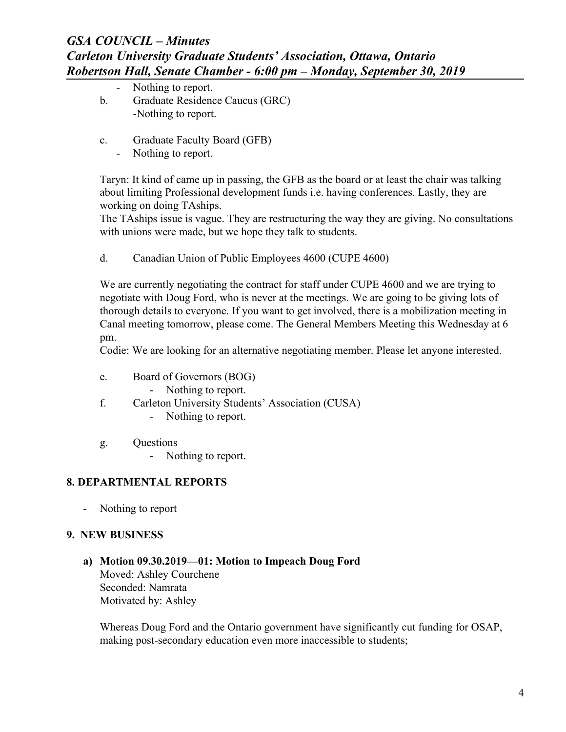- Nothing to report.

b. Graduate Residence Caucus (GRC)
   -Nothing to report.

c. Graduate Faculty Board (GFB)
   - Nothing to report.

Taryn: It kind of came up in passing, the GFB as the board or at least the chair was talking about limiting Professional development funds i.e. having conferences. Lastly, they are working on doing TAships.
The TAships issue is vague. They are restructuring the way they are giving. No consultations with unions were made, but we hope they talk to students.

d. Canadian Union of Public Employees 4600 (CUPE 4600)

We are currently negotiating the contract for staff under CUPE 4600 and we are trying to negotiate with Doug Ford, who is never at the meetings. We are going to be giving lots of thorough details to everyone. If you want to get involved, there is a mobilization meeting in Canal meeting tomorrow, please come. The General Members Meeting this Wednesday at 6 pm.
Codie: We are looking for an alternative negotiating member. Please let anyone interested.

e. Board of Governors (BOG)
   - Nothing to report.

f. Carleton University Students' Association (CUSA)
   - Nothing to report.

g. Questions
   - Nothing to report.

### 8. DEPARTMENTAL REPORTS

- Nothing to report

### 9. NEW BUSINESS

**a) Motion 09.30.2019—01: Motion to Impeach Doug Ford**
Moved: Ashley Courchene
Seconded: Namrata
Motivated by: Ashley

Whereas Doug Ford and the Ontario government have significantly cut funding for OSAP, making post-secondary education even more inaccessible to students;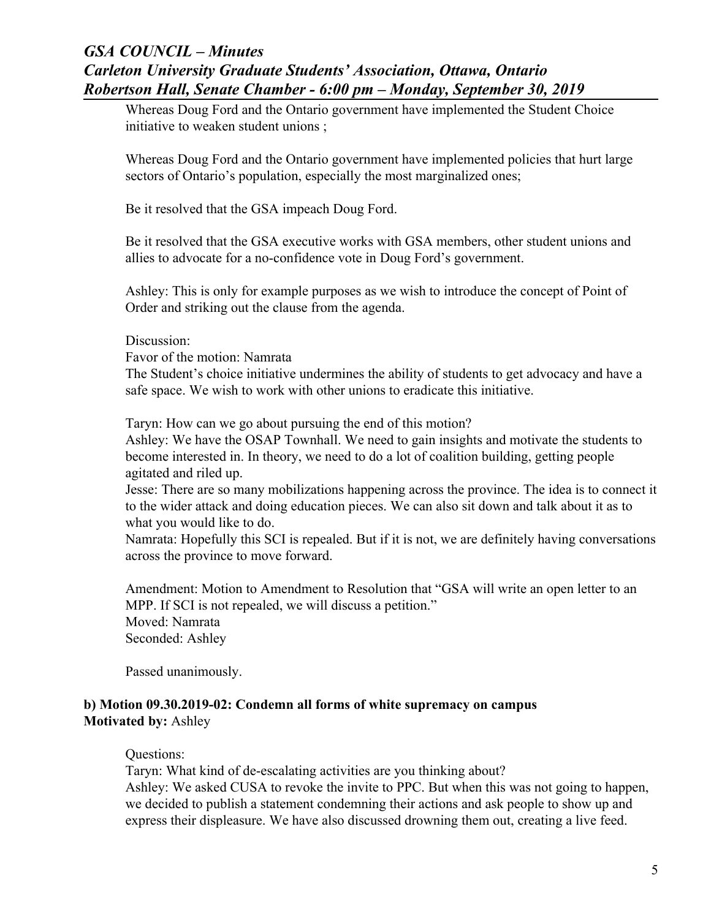Whereas Doug Ford and the Ontario government have implemented the Student Choice initiative to weaken student unions ;

Whereas Doug Ford and the Ontario government have implemented policies that hurt large sectors of Ontario's population, especially the most marginalized ones;

Be it resolved that the GSA impeach Doug Ford.

Be it resolved that the GSA executive works with GSA members, other student unions and allies to advocate for a no-confidence vote in Doug Ford's government.

Ashley: This is only for example purposes as we wish to introduce the concept of Point of Order and striking out the clause from the agenda.

Discussion:

Favor of the motion: Namrata

The Student's choice initiative undermines the ability of students to get advocacy and have a safe space. We wish to work with other unions to eradicate this initiative.

Taryn: How can we go about pursuing the end of this motion?

Ashley: We have the OSAP Townhall. We need to gain insights and motivate the students to become interested in. In theory, we need to do a lot of coalition building, getting people agitated and riled up.

Jesse: There are so many mobilizations happening across the province. The idea is to connect it to the wider attack and doing education pieces. We can also sit down and talk about it as to what you would like to do.

Namrata: Hopefully this SCI is repealed. But if it is not, we are definitely having conversations across the province to move forward.

Amendment: Motion to Amendment to Resolution that "GSA will write an open letter to an MPP. If SCI is not repealed, we will discuss a petition."

Moved: Namrata

Seconded: Ashley

Passed unanimously.

**b) Motion 09.30.2019-02: Condemn all forms of white supremacy on campus**

**Motivated by:** Ashley

Questions:

Taryn: What kind of de-escalating activities are you thinking about?

Ashley: We asked CUSA to revoke the invite to PPC. But when this was not going to happen, we decided to publish a statement condemning their actions and ask people to show up and express their displeasure. We have also discussed drowning them out, creating a live feed.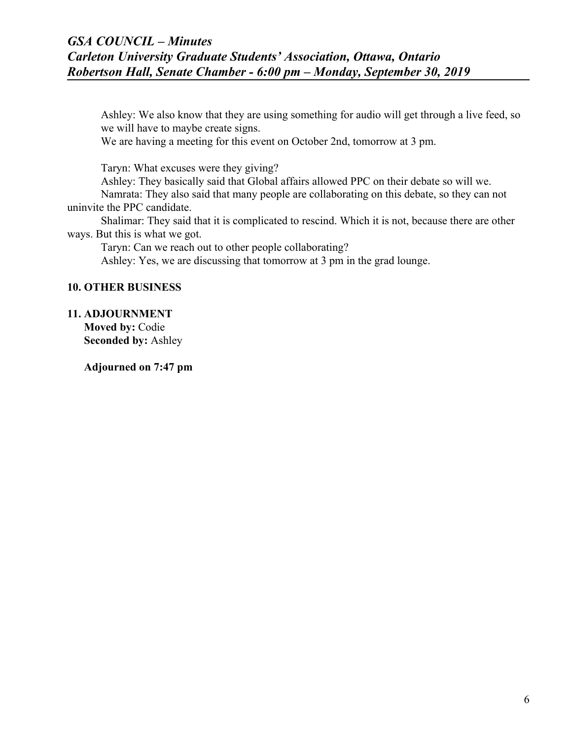Ashley: We also know that they are using something for audio will get through a live feed, so we will have to maybe create signs.

We are having a meeting for this event on October 2nd, tomorrow at 3 pm.

Taryn: What excuses were they giving?

Ashley: They basically said that Global affairs allowed PPC on their debate so will we.

Namrata: They also said that many people are collaborating on this debate, so they can not uninvite the PPC candidate.

Shalimar: They said that it is complicated to rescind. Which it is not, because there are other ways. But this is what we got.

Taryn: Can we reach out to other people collaborating?

Ashley: Yes, we are discussing that tomorrow at 3 pm in the grad lounge.

**10. OTHER BUSINESS**

**11. ADJOURNMENT**

**Moved by:** Codie
**Seconded by:** Ashley

**Adjourned on 7:47 pm**